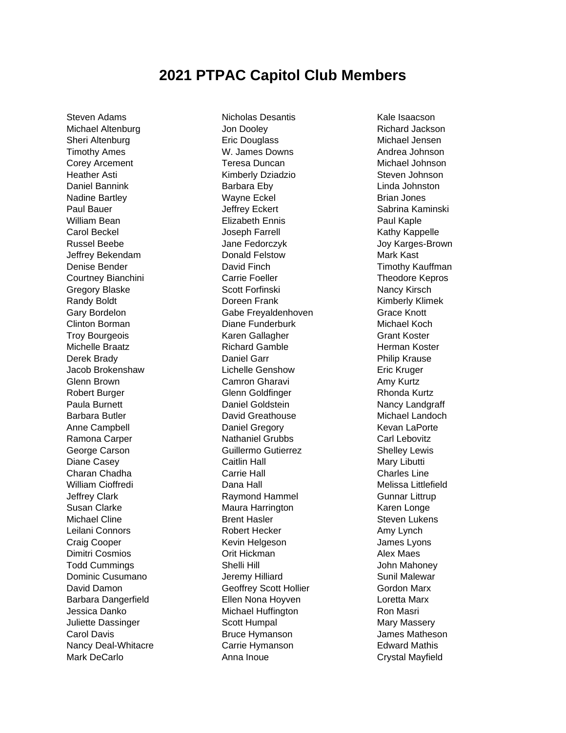# 2021 PTPAC Capitol Club Members

Steven Adams
Michael Altenburg
Sheri Altenburg
Timothy Ames
Corey Arcement
Heather Asti
Daniel Bannink
Nadine Bartley
Paul Bauer
William Bean
Carol Beckel
Russel Beebe
Jeffrey Bekendam
Denise Bender
Courtney Bianchini
Gregory Blaske
Randy Boldt
Gary Bordelon
Clinton Borman
Troy Bourgeois
Michelle Braatz
Derek Brady
Jacob Brokenshaw
Glenn Brown
Robert Burger
Paula Burnett
Barbara Butler
Anne Campbell
Ramona Carper
George Carson
Diane Casey
Charan Chadha
William Cioffredi
Jeffrey Clark
Susan Clarke
Michael Cline
Leilani Connors
Craig Cooper
Dimitri Cosmios
Todd Cummings
Dominic Cusumano
David Damon
Barbara Dangerfield
Jessica Danko
Juliette Dassinger
Carol Davis
Nancy Deal-Whitacre
Mark DeCarlo
Nicholas Desantis
Jon Dooley
Eric Douglass
W. James Downs
Teresa Duncan
Kimberly Dziadzio
Barbara Eby
Wayne Eckel
Jeffrey Eckert
Elizabeth Ennis
Joseph Farrell
Jane Fedorczyk
Donald Felstow
David Finch
Carrie Foeller
Scott Forfinski
Doreen Frank
Gabe Freyaldenhoven
Diane Funderburk
Karen Gallagher
Richard Gamble
Daniel Garr
Lichelle Genshow
Camron Gharavi
Glenn Goldfinger
Daniel Goldstein
David Greathouse
Daniel Gregory
Nathaniel Grubbs
Guillermo Gutierrez
Caitlin Hall
Carrie Hall
Dana Hall
Raymond Hammel
Maura Harrington
Brent Hasler
Robert Hecker
Kevin Helgeson
Orit Hickman
Shelli Hill
Jeremy Hilliard
Geoffrey Scott Hollier
Ellen Nona Hoyven
Michael Huffington
Scott Humpal
Bruce Hymanson
Carrie Hymanson
Anna Inoue
Kale Isaacson
Richard Jackson
Michael Jensen
Andrea Johnson
Michael Johnson
Steven Johnson
Linda Johnston
Brian Jones
Sabrina Kaminski
Paul Kaple
Kathy Kappelle
Joy Karges-Brown
Mark Kast
Timothy Kauffman
Theodore Kepros
Nancy Kirsch
Kimberly Klimek
Grace Knott
Michael Koch
Grant Koster
Herman Koster
Philip Krause
Eric Kruger
Amy Kurtz
Rhonda Kurtz
Nancy Landgraff
Michael Landoch
Kevan LaPorte
Carl Lebovitz
Shelley Lewis
Mary Libutti
Charles Line
Melissa Littlefield
Gunnar Littrup
Karen Longe
Steven Lukens
Amy Lynch
James Lyons
Alex Maes
John Mahoney
Sunil Malewar
Gordon Marx
Loretta Marx
Ron Masri
Mary Massery
James Matheson
Edward Mathis
Crystal Mayfield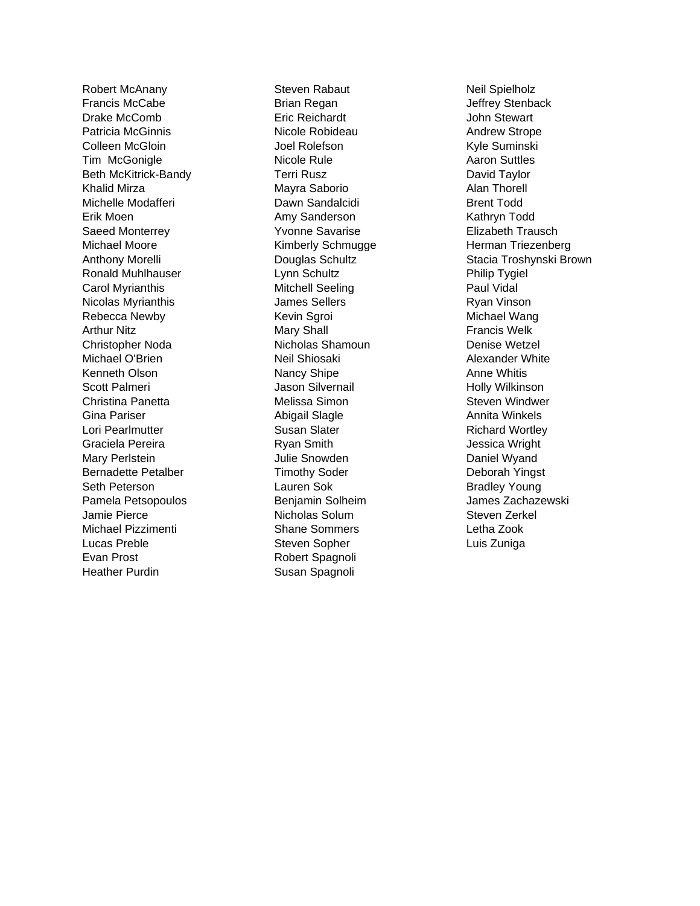Robert McAnany
Francis McCabe
Drake McComb
Patricia McGinnis
Colleen McGloin
Tim McGonigle
Beth McKitrick-Bandy
Khalid Mirza
Michelle Modafferi
Erik Moen
Saeed Monterrey
Michael Moore
Anthony Morelli
Ronald Muhlhauser
Carol Myrianthis
Nicolas Myrianthis
Rebecca Newby
Arthur Nitz
Christopher Noda
Michael O'Brien
Kenneth Olson
Scott Palmeri
Christina Panetta
Gina Pariser
Lori Pearlmutter
Graciela Pereira
Mary Perlstein
Bernadette Petalber
Seth Peterson
Pamela Petsopoulos
Jamie Pierce
Michael Pizzimenti
Lucas Preble
Evan Prost
Heather Purdin
Steven Rabaut
Brian Regan
Eric Reichardt
Nicole Robideau
Joel Rolefson
Nicole Rule
Terri Rusz
Mayra Saborio
Dawn Sandalcidi
Amy Sanderson
Yvonne Savarise
Kimberly Schmugge
Douglas Schultz
Lynn Schultz
Mitchell Seeling
James Sellers
Kevin Sgroi
Mary Shall
Nicholas Shamoun
Neil Shiosaki
Nancy Shipe
Jason Silvernail
Melissa Simon
Abigail Slagle
Susan Slater
Ryan Smith
Julie Snowden
Timothy Soder
Lauren Sok
Benjamin Solheim
Nicholas Solum
Shane Sommers
Steven Sopher
Robert Spagnoli
Susan Spagnoli
Neil Spielholz
Jeffrey Stenback
John Stewart
Andrew Strope
Kyle Suminski
Aaron Suttles
David Taylor
Alan Thorell
Brent Todd
Kathryn Todd
Elizabeth Trausch
Herman Triezenberg
Stacia Troshynski Brown
Philip Tygiel
Paul Vidal
Ryan Vinson
Michael Wang
Francis Welk
Denise Wetzel
Alexander White
Anne Whitis
Holly Wilkinson
Steven Windwer
Annita Winkels
Richard Wortley
Jessica Wright
Daniel Wyand
Deborah Yingst
Bradley Young
James Zachazewski
Steven Zerkel
Letha Zook
Luis Zuniga